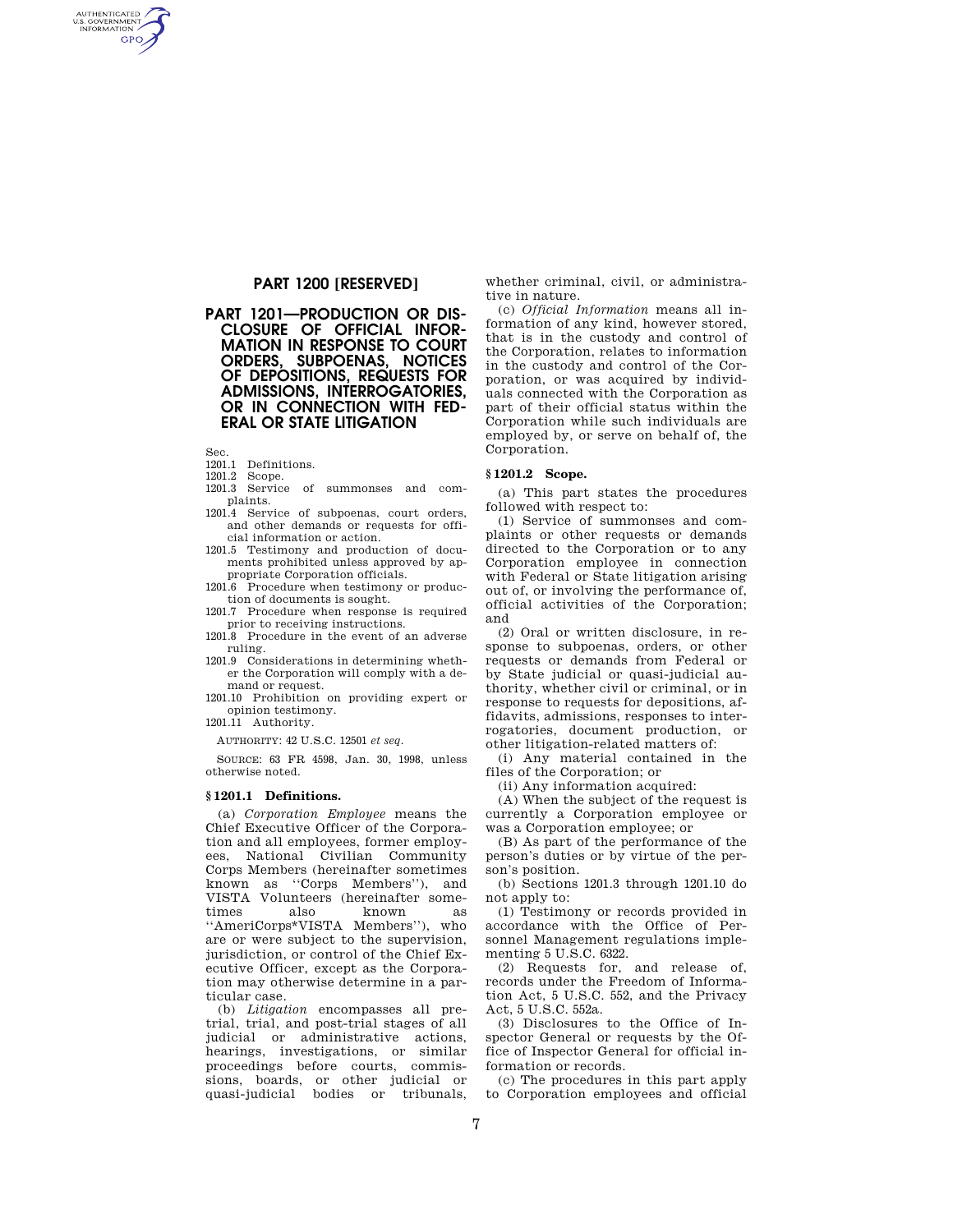## PART 1200 [RESERVED]

## PART 1201—PRODUCTION OR DISCLOSURE OF OFFICIAL INFORMATION IN RESPONSE TO COURT ORDERS, SUBPOENAS, NOTICES OF DEPOSITIONS, REQUESTS FOR ADMISSIONS, INTERROGATORIES, OR IN CONNECTION WITH FEDERAL OR STATE LITIGATION

Sec.

1201.1 Definitions.

1201.2 Scope.

1201.3 Service of summonses and complaints.

1201.4 Service of subpoenas, court orders, and other demands or requests for official information or action.

1201.5 Testimony and production of documents prohibited unless approved by appropriate Corporation officials.

1201.6 Procedure when testimony or production of documents is sought.

1201.7 Procedure when response is required prior to receiving instructions.

1201.8 Procedure in the event of an adverse ruling.

1201.9 Considerations in determining whether the Corporation will comply with a demand or request.

1201.10 Prohibition on providing expert or opinion testimony.

1201.11 Authority.

AUTHORITY: 42 U.S.C. 12501 *et seq.*

SOURCE: 63 FR 4598, Jan. 30, 1998, unless otherwise noted.

### § 1201.1 Definitions.

(a) *Corporation Employee* means the Chief Executive Officer of the Corporation and all employees, former employees, National Civilian Community Corps Members (hereinafter sometimes known as ''Corps Members''), and VISTA Volunteers (hereinafter sometimes also known as ''AmeriCorps*VISTA Members''), who are or were subject to the supervision, jurisdiction, or control of the Chief Executive Officer, except as the Corporation may otherwise determine in a particular case.

(b) *Litigation* encompasses all pretrial, trial, and post-trial stages of all judicial or administrative actions, hearings, investigations, or similar proceedings before courts, commissions, boards, or other judicial or quasi-judicial bodies or tribunals, whether criminal, civil, or administrative in nature.

(c) *Official Information* means all information of any kind, however stored, that is in the custody and control of the Corporation, relates to information in the custody and control of the Corporation, or was acquired by individuals connected with the Corporation as part of their official status within the Corporation while such individuals are employed by, or serve on behalf of, the Corporation.

### § 1201.2 Scope.

(a) This part states the procedures followed with respect to:

(1) Service of summonses and complaints or other requests or demands directed to the Corporation or to any Corporation employee in connection with Federal or State litigation arising out of, or involving the performance of, official activities of the Corporation; and

(2) Oral or written disclosure, in response to subpoenas, orders, or other requests or demands from Federal or by State judicial or quasi-judicial authority, whether civil or criminal, or in response to requests for depositions, affidavits, admissions, responses to interrogatories, document production, or other litigation-related matters of:

(i) Any material contained in the files of the Corporation; or

(ii) Any information acquired:

(A) When the subject of the request is currently a Corporation employee or was a Corporation employee; or

(B) As part of the performance of the person's duties or by virtue of the person's position.

(b) Sections 1201.3 through 1201.10 do not apply to:

(1) Testimony or records provided in accordance with the Office of Personnel Management regulations implementing 5 U.S.C. 6322.

(2) Requests for, and release of, records under the Freedom of Information Act, 5 U.S.C. 552, and the Privacy Act, 5 U.S.C. 552a.

(3) Disclosures to the Office of Inspector General or requests by the Office of Inspector General for official information or records.

(c) The procedures in this part apply to Corporation employees and official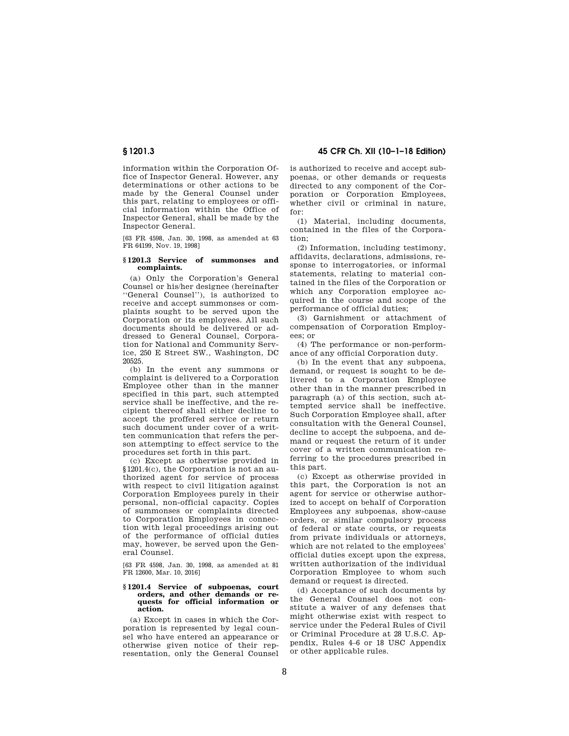information within the Corporation Office of Inspector General. However, any determinations or other actions to be made by the General Counsel under this part, relating to employees or official information within the Office of Inspector General, shall be made by the Inspector General.

[63 FR 4598, Jan. 30, 1998, as amended at 63 FR 64199, Nov. 19, 1998]

### § 1201.3 Service of summonses and complaints.

(a) Only the Corporation's General Counsel or his/her designee (hereinafter "General Counsel"), is authorized to receive and accept summonses or complaints sought to be served upon the Corporation or its employees. All such documents should be delivered or addressed to General Counsel, Corporation for National and Community Service, 250 E Street SW., Washington, DC 20525.

(b) In the event any summons or complaint is delivered to a Corporation Employee other than in the manner specified in this part, such attempted service shall be ineffective, and the recipient thereof shall either decline to accept the proffered service or return such document under cover of a written communication that refers the person attempting to effect service to the procedures set forth in this part.

(c) Except as otherwise provided in §1201.4(c), the Corporation is not an authorized agent for service of process with respect to civil litigation against Corporation Employees purely in their personal, non-official capacity. Copies of summonses or complaints directed to Corporation Employees in connection with legal proceedings arising out of the performance of official duties may, however, be served upon the General Counsel.

[63 FR 4598, Jan. 30, 1998, as amended at 81 FR 12600, Mar. 10, 2016]

### § 1201.4 Service of subpoenas, court orders, and other demands or requests for official information or action.

(a) Except in cases in which the Corporation is represented by legal counsel who have entered an appearance or otherwise given notice of their representation, only the General Counsel is authorized to receive and accept subpoenas, or other demands or requests directed to any component of the Corporation or Corporation Employees, whether civil or criminal in nature, for:

(1) Material, including documents, contained in the files of the Corporation;

(2) Information, including testimony, affidavits, declarations, admissions, response to interrogatories, or informal statements, relating to material contained in the files of the Corporation or which any Corporation employee acquired in the course and scope of the performance of official duties;

(3) Garnishment or attachment of compensation of Corporation Employees; or

(4) The performance or non-performance of any official Corporation duty.

(b) In the event that any subpoena, demand, or request is sought to be delivered to a Corporation Employee other than in the manner prescribed in paragraph (a) of this section, such attempted service shall be ineffective. Such Corporation Employee shall, after consultation with the General Counsel, decline to accept the subpoena, and demand or request the return of it under cover of a written communication referring to the procedures prescribed in this part.

(c) Except as otherwise provided in this part, the Corporation is not an agent for service or otherwise authorized to accept on behalf of Corporation Employees any subpoenas, show-cause orders, or similar compulsory process of federal or state courts, or requests from private individuals or attorneys, which are not related to the employees' official duties except upon the express, written authorization of the individual Corporation Employee to whom such demand or request is directed.

(d) Acceptance of such documents by the General Counsel does not constitute a waiver of any defenses that might otherwise exist with respect to service under the Federal Rules of Civil or Criminal Procedure at 28 U.S.C. Appendix, Rules 4–6 or 18 USC Appendix or other applicable rules.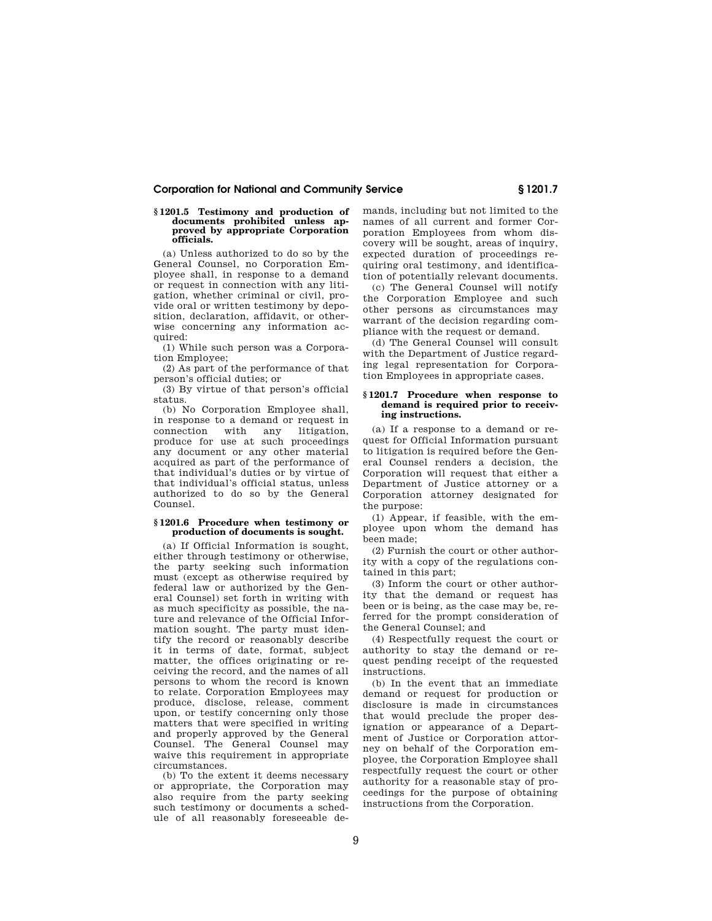### § 1201.5 Testimony and production of documents prohibited unless approved by appropriate Corporation officials.

(a) Unless authorized to do so by the General Counsel, no Corporation Employee shall, in response to a demand or request in connection with any litigation, whether criminal or civil, provide oral or written testimony by deposition, declaration, affidavit, or otherwise concerning any information acquired:

(1) While such person was a Corporation Employee;

(2) As part of the performance of that person's official duties; or

(3) By virtue of that person's official status.

(b) No Corporation Employee shall, in response to a demand or request in connection with any litigation, produce for use at such proceedings any document or any other material acquired as part of the performance of that individual's duties or by virtue of that individual's official status, unless authorized to do so by the General Counsel.

### § 1201.6 Procedure when testimony or production of documents is sought.

(a) If Official Information is sought, either through testimony or otherwise, the party seeking such information must (except as otherwise required by federal law or authorized by the General Counsel) set forth in writing with as much specificity as possible, the nature and relevance of the Official Information sought. The party must identify the record or reasonably describe it in terms of date, format, subject matter, the offices originating or receiving the record, and the names of all persons to whom the record is known to relate. Corporation Employees may produce, disclose, release, comment upon, or testify concerning only those matters that were specified in writing and properly approved by the General Counsel. The General Counsel may waive this requirement in appropriate circumstances.

(b) To the extent it deems necessary or appropriate, the Corporation may also require from the party seeking such testimony or documents a schedule of all reasonably foreseeable demands, including but not limited to the names of all current and former Corporation Employees from whom discovery will be sought, areas of inquiry, expected duration of proceedings requiring oral testimony, and identification of potentially relevant documents.

(c) The General Counsel will notify the Corporation Employee and such other persons as circumstances may warrant of the decision regarding compliance with the request or demand.

(d) The General Counsel will consult with the Department of Justice regarding legal representation for Corporation Employees in appropriate cases.

### § 1201.7 Procedure when response to demand is required prior to receiving instructions.

(a) If a response to a demand or request for Official Information pursuant to litigation is required before the General Counsel renders a decision, the Corporation will request that either a Department of Justice attorney or a Corporation attorney designated for the purpose:

(1) Appear, if feasible, with the employee upon whom the demand has been made;

(2) Furnish the court or other authority with a copy of the regulations contained in this part;

(3) Inform the court or other authority that the demand or request has been or is being, as the case may be, referred for the prompt consideration of the General Counsel; and

(4) Respectfully request the court or authority to stay the demand or request pending receipt of the requested instructions.

(b) In the event that an immediate demand or request for production or disclosure is made in circumstances that would preclude the proper designation or appearance of a Department of Justice or Corporation attorney on behalf of the Corporation employee, the Corporation Employee shall respectfully request the court or other authority for a reasonable stay of proceedings for the purpose of obtaining instructions from the Corporation.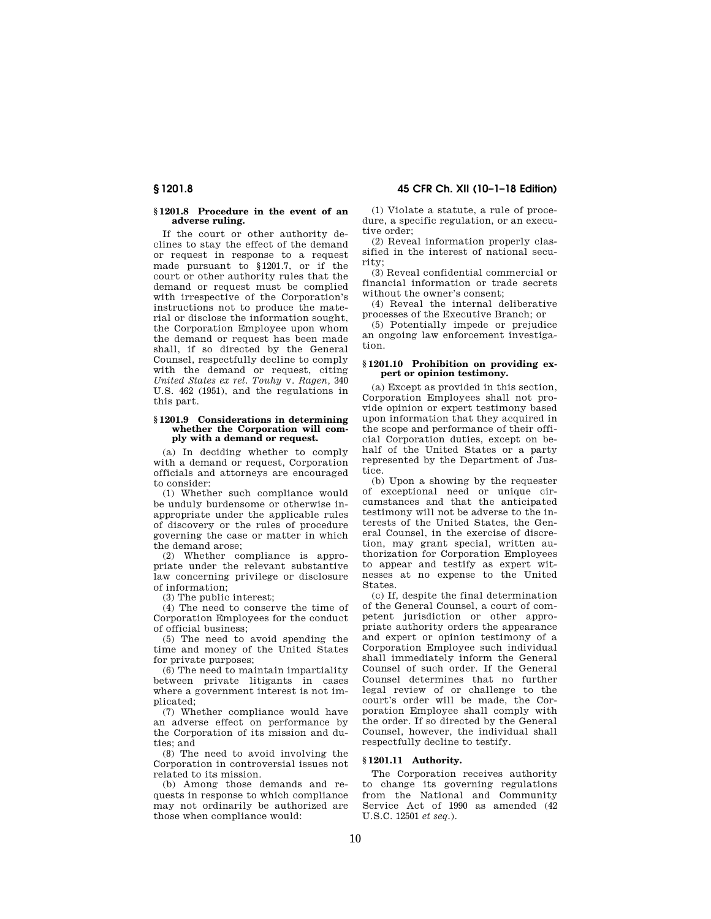### § 1201.8 Procedure in the event of an adverse ruling.

If the court or other authority declines to stay the effect of the demand or request in response to a request made pursuant to § 1201.7, or if the court or other authority rules that the demand or request must be complied with irrespective of the Corporation's instructions not to produce the material or disclose the information sought, the Corporation Employee upon whom the demand or request has been made shall, if so directed by the General Counsel, respectfully decline to comply with the demand or request, citing *United States ex rel. Touhy* v. *Ragen*, 340 U.S. 462 (1951), and the regulations in this part.

### § 1201.9 Considerations in determining whether the Corporation will comply with a demand or request.

(a) In deciding whether to comply with a demand or request, Corporation officials and attorneys are encouraged to consider:

(1) Whether such compliance would be unduly burdensome or otherwise inappropriate under the applicable rules of discovery or the rules of procedure governing the case or matter in which the demand arose;

(2) Whether compliance is appropriate under the relevant substantive law concerning privilege or disclosure of information;

(3) The public interest;

(4) The need to conserve the time of Corporation Employees for the conduct of official business;

(5) The need to avoid spending the time and money of the United States for private purposes;

(6) The need to maintain impartiality between private litigants in cases where a government interest is not implicated;

(7) Whether compliance would have an adverse effect on performance by the Corporation of its mission and duties; and

(8) The need to avoid involving the Corporation in controversial issues not related to its mission.

(b) Among those demands and requests in response to which compliance may not ordinarily be authorized are those when compliance would:

(1) Violate a statute, a rule of procedure, a specific regulation, or an executive order;

(2) Reveal information properly classified in the interest of national security;

(3) Reveal confidential commercial or financial information or trade secrets without the owner's consent;

(4) Reveal the internal deliberative processes of the Executive Branch; or

(5) Potentially impede or prejudice an ongoing law enforcement investigation.

### § 1201.10 Prohibition on providing expert or opinion testimony.

(a) Except as provided in this section, Corporation Employees shall not provide opinion or expert testimony based upon information that they acquired in the scope and performance of their official Corporation duties, except on behalf of the United States or a party represented by the Department of Justice.

(b) Upon a showing by the requester of exceptional need or unique circumstances and that the anticipated testimony will not be adverse to the interests of the United States, the General Counsel, in the exercise of discretion, may grant special, written authorization for Corporation Employees to appear and testify as expert witnesses at no expense to the United States.

(c) If, despite the final determination of the General Counsel, a court of competent jurisdiction or other appropriate authority orders the appearance and expert or opinion testimony of a Corporation Employee such individual shall immediately inform the General Counsel of such order. If the General Counsel determines that no further legal review of or challenge to the court's order will be made, the Corporation Employee shall comply with the order. If so directed by the General Counsel, however, the individual shall respectfully decline to testify.

### § 1201.11 Authority.

The Corporation receives authority to change its governing regulations from the National and Community Service Act of 1990 as amended (42 U.S.C. 12501 *et seq.*).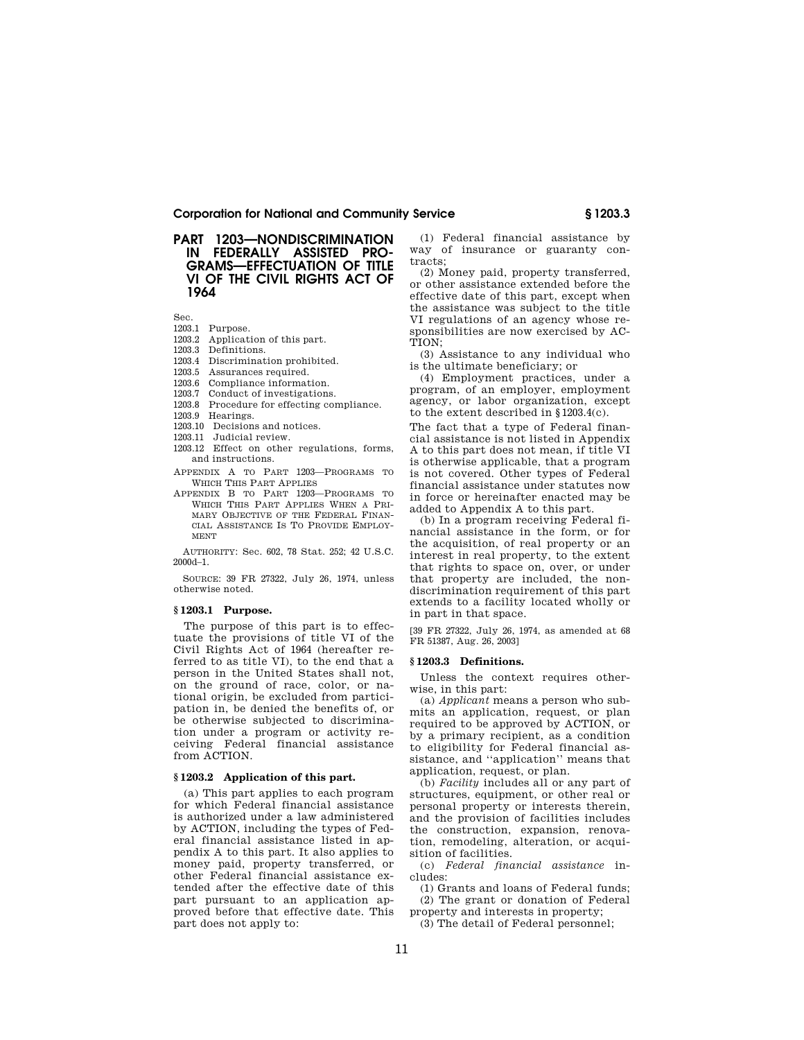# PART 1203—NONDISCRIMINATION IN FEDERALLY ASSISTED PROGRAMS—EFFECTUATION OF TITLE VI OF THE CIVIL RIGHTS ACT OF 1964

Sec.

1203.1 Purpose.
1203.2 Application of this part.
1203.3 Definitions.
1203.4 Discrimination prohibited.
1203.5 Assurances required.
1203.6 Compliance information.
1203.7 Conduct of investigations.
1203.8 Procedure for effecting compliance.
1203.9 Hearings.
1203.10 Decisions and notices.
1203.11 Judicial review.
1203.12 Effect on other regulations, forms, and instructions.

APPENDIX A TO PART 1203—PROGRAMS TO WHICH THIS PART APPLIES

APPENDIX B TO PART 1203—PROGRAMS TO WHICH THIS PART APPLIES WHEN A PRIMARY OBJECTIVE OF THE FEDERAL FINANCIAL ASSISTANCE IS TO PROVIDE EMPLOYMENT

AUTHORITY: Sec. 602, 78 Stat. 252; 42 U.S.C. 2000d–1.

SOURCE: 39 FR 27322, July 26, 1974, unless otherwise noted.

## § 1203.1 Purpose.

The purpose of this part is to effectuate the provisions of title VI of the Civil Rights Act of 1964 (hereafter referred to as title VI), to the end that a person in the United States shall not, on the ground of race, color, or national origin, be excluded from participation in, be denied the benefits of, or be otherwise subjected to discrimination under a program or activity receiving Federal financial assistance from ACTION.

## § 1203.2 Application of this part.

(a) This part applies to each program for which Federal financial assistance is authorized under a law administered by ACTION, including the types of Federal financial assistance listed in appendix A to this part. It also applies to money paid, property transferred, or other Federal financial assistance extended after the effective date of this part pursuant to an application approved before that effective date. This part does not apply to:

(1) Federal financial assistance by way of insurance or guaranty contracts;

(2) Money paid, property transferred, or other assistance extended before the effective date of this part, except when the assistance was subject to the title VI regulations of an agency whose responsibilities are now exercised by ACTION;

(3) Assistance to any individual who is the ultimate beneficiary; or

(4) Employment practices, under a program, of an employer, employment agency, or labor organization, except to the extent described in § 1203.4(c).

The fact that a type of Federal financial assistance is not listed in Appendix A to this part does not mean, if title VI is otherwise applicable, that a program is not covered. Other types of Federal financial assistance under statutes now in force or hereinafter enacted may be added to Appendix A to this part.

(b) In a program receiving Federal financial assistance in the form, or for the acquisition, of real property or an interest in real property, to the extent that rights to space on, over, or under that property are included, the nondiscrimination requirement of this part extends to a facility located wholly or in part in that space.

[39 FR 27322, July 26, 1974, as amended at 68 FR 51387, Aug. 26, 2003]

## § 1203.3 Definitions.

Unless the context requires otherwise, in this part:

(a) *Applicant* means a person who submits an application, request, or plan required to be approved by ACTION, or by a primary recipient, as a condition to eligibility for Federal financial assistance, and "application" means that application, request, or plan.

(b) *Facility* includes all or any part of structures, equipment, or other real or personal property or interests therein, and the provision of facilities includes the construction, expansion, renovation, remodeling, alteration, or acquisition of facilities.

(c) *Federal financial assistance* includes:

(1) Grants and loans of Federal funds;

(2) The grant or donation of Federal property and interests in property;

(3) The detail of Federal personnel;